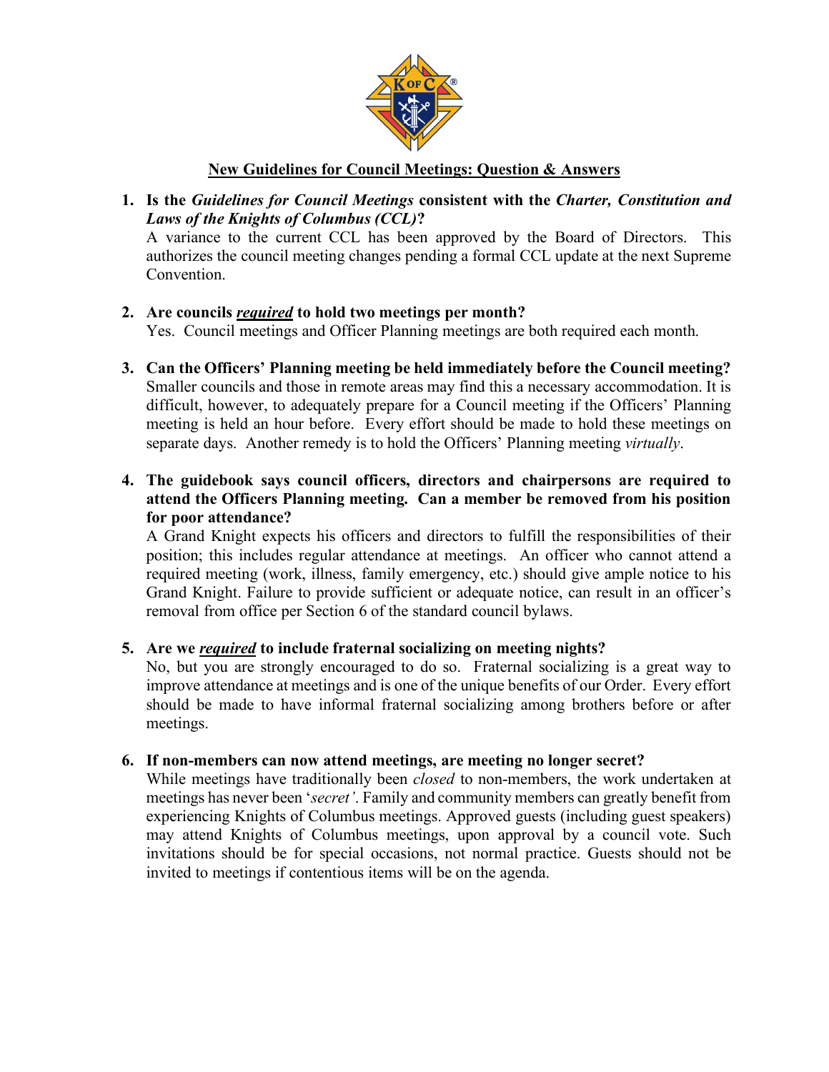# New Guidelines for Council Meetings: Question & Answers

1. **Is the *Guidelines for Council Meetings* consistent with the *Charter, Constitution and Laws of the Knights of Columbus (CCL)*?**
   A variance to the current CCL has been approved by the Board of Directors. This authorizes the council meeting changes pending a formal CCL update at the next Supreme Convention.

2. **Are councils *required* to hold two meetings per month?**
   Yes. Council meetings and Officer Planning meetings are both required each month.

3. **Can the Officers' Planning meeting be held immediately before the Council meeting?**
   Smaller councils and those in remote areas may find this a necessary accommodation. It is difficult, however, to adequately prepare for a Council meeting if the Officers' Planning meeting is held an hour before. Every effort should be made to hold these meetings on separate days. Another remedy is to hold the Officers' Planning meeting *virtually*.

4. **The guidebook says council officers, directors and chairpersons are required to attend the Officers Planning meeting. Can a member be removed from his position for poor attendance?**
   A Grand Knight expects his officers and directors to fulfill the responsibilities of their position; this includes regular attendance at meetings. An officer who cannot attend a required meeting (work, illness, family emergency, etc.) should give ample notice to his Grand Knight. Failure to provide sufficient or adequate notice, can result in an officer's removal from office per Section 6 of the standard council bylaws.

5. **Are we *required* to include fraternal socializing on meeting nights?**
   No, but you are strongly encouraged to do so. Fraternal socializing is a great way to improve attendance at meetings and is one of the unique benefits of our Order. Every effort should be made to have informal fraternal socializing among brothers before or after meetings.

6. **If non-members can now attend meetings, are meeting no longer secret?**
   While meetings have traditionally been *closed* to non-members, the work undertaken at meetings has never been '*secret'*. Family and community members can greatly benefit from experiencing Knights of Columbus meetings. Approved guests (including guest speakers) may attend Knights of Columbus meetings, upon approval by a council vote. Such invitations should be for special occasions, not normal practice. Guests should not be invited to meetings if contentious items will be on the agenda.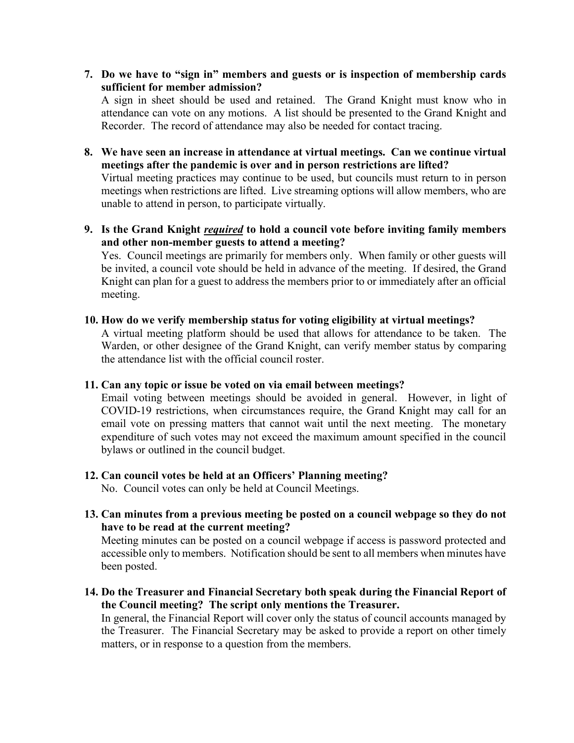7. **Do we have to "sign in" members and guests or is inspection of membership cards sufficient for member admission?**
   A sign in sheet should be used and retained. The Grand Knight must know who in attendance can vote on any motions. A list should be presented to the Grand Knight and Recorder. The record of attendance may also be needed for contact tracing.

8. **We have seen an increase in attendance at virtual meetings. Can we continue virtual meetings after the pandemic is over and in person restrictions are lifted?**
   Virtual meeting practices may continue to be used, but councils must return to in person meetings when restrictions are lifted. Live streaming options will allow members, who are unable to attend in person, to participate virtually.

9. **Is the Grand Knight _**required**_ to hold a council vote before inviting family members and other non-member guests to attend a meeting?**
   Yes. Council meetings are primarily for members only. When family or other guests will be invited, a council vote should be held in advance of the meeting. If desired, the Grand Knight can plan for a guest to address the members prior to or immediately after an official meeting.

10. **How do we verify membership status for voting eligibility at virtual meetings?**
    A virtual meeting platform should be used that allows for attendance to be taken. The Warden, or other designee of the Grand Knight, can verify member status by comparing the attendance list with the official council roster.

11. **Can any topic or issue be voted on via email between meetings?**
    Email voting between meetings should be avoided in general. However, in light of COVID-19 restrictions, when circumstances require, the Grand Knight may call for an email vote on pressing matters that cannot wait until the next meeting. The monetary expenditure of such votes may not exceed the maximum amount specified in the council bylaws or outlined in the council budget.

12. **Can council votes be held at an Officers' Planning meeting?**
    No. Council votes can only be held at Council Meetings.

13. **Can minutes from a previous meeting be posted on a council webpage so they do not have to be read at the current meeting?**
    Meeting minutes can be posted on a council webpage if access is password protected and accessible only to members. Notification should be sent to all members when minutes have been posted.

14. **Do the Treasurer and Financial Secretary both speak during the Financial Report of the Council meeting? The script only mentions the Treasurer.**
    In general, the Financial Report will cover only the status of council accounts managed by the Treasurer. The Financial Secretary may be asked to provide a report on other timely matters, or in response to a question from the members.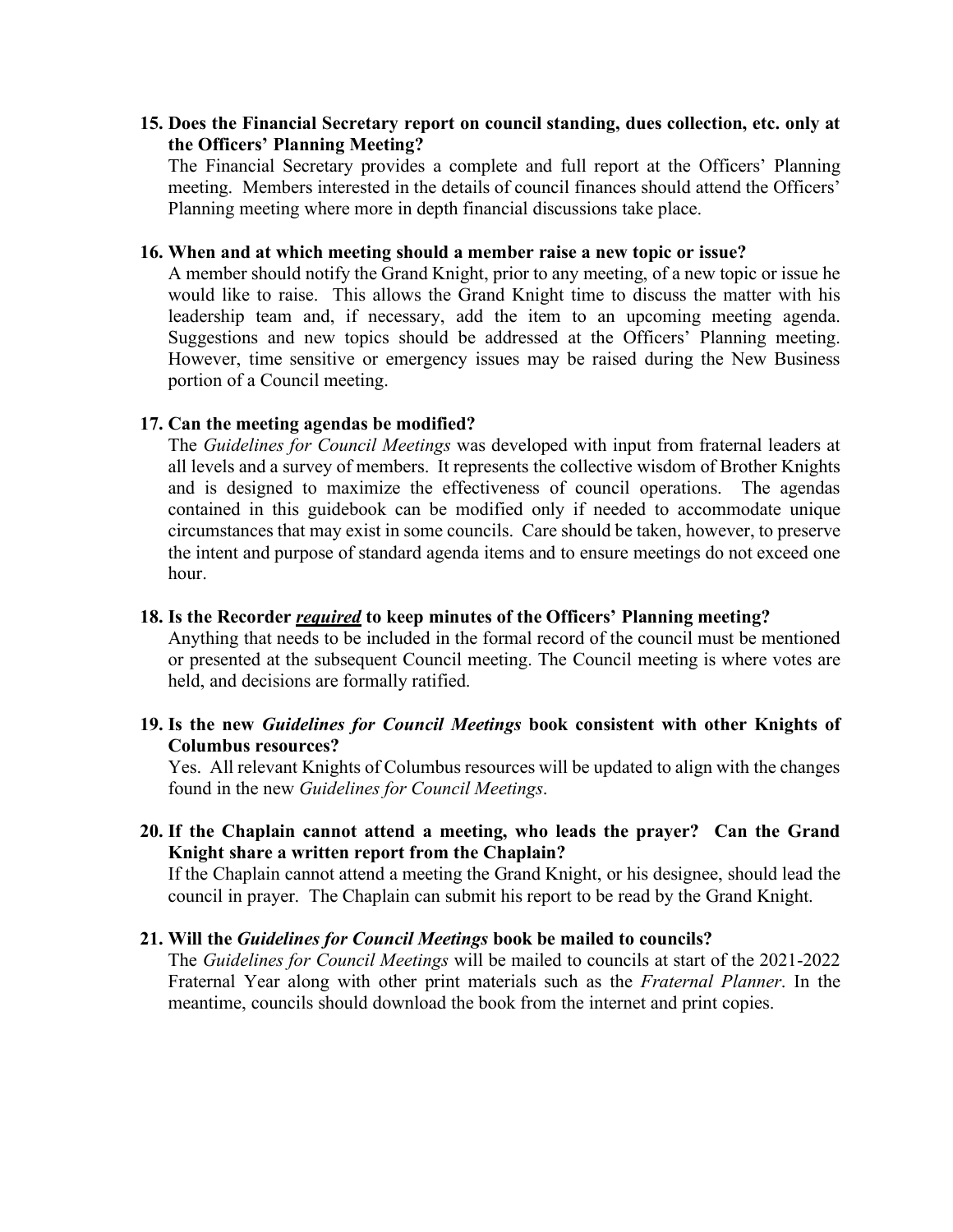**15. Does the Financial Secretary report on council standing, dues collection, etc. only at the Officers' Planning Meeting?**

The Financial Secretary provides a complete and full report at the Officers' Planning meeting. Members interested in the details of council finances should attend the Officers' Planning meeting where more in depth financial discussions take place.

**16. When and at which meeting should a member raise a new topic or issue?**

A member should notify the Grand Knight, prior to any meeting, of a new topic or issue he would like to raise. This allows the Grand Knight time to discuss the matter with his leadership team and, if necessary, add the item to an upcoming meeting agenda. Suggestions and new topics should be addressed at the Officers' Planning meeting. However, time sensitive or emergency issues may be raised during the New Business portion of a Council meeting.

**17. Can the meeting agendas be modified?**

The *Guidelines for Council Meetings* was developed with input from fraternal leaders at all levels and a survey of members. It represents the collective wisdom of Brother Knights and is designed to maximize the effectiveness of council operations. The agendas contained in this guidebook can be modified only if needed to accommodate unique circumstances that may exist in some councils. Care should be taken, however, to preserve the intent and purpose of standard agenda items and to ensure meetings do not exceed one hour.

**18. Is the Recorder <u>*required*</u> to keep minutes of the Officers' Planning meeting?**

Anything that needs to be included in the formal record of the council must be mentioned or presented at the subsequent Council meeting. The Council meeting is where votes are held, and decisions are formally ratified.

**19. Is the new *Guidelines for Council Meetings* book consistent with other Knights of Columbus resources?**

Yes. All relevant Knights of Columbus resources will be updated to align with the changes found in the new *Guidelines for Council Meetings*.

**20. If the Chaplain cannot attend a meeting, who leads the prayer? Can the Grand Knight share a written report from the Chaplain?**

If the Chaplain cannot attend a meeting the Grand Knight, or his designee, should lead the council in prayer. The Chaplain can submit his report to be read by the Grand Knight.

**21. Will the *Guidelines for Council Meetings* book be mailed to councils?**

The *Guidelines for Council Meetings* will be mailed to councils at start of the 2021-2022 Fraternal Year along with other print materials such as the *Fraternal Planner*. In the meantime, councils should download the book from the internet and print copies.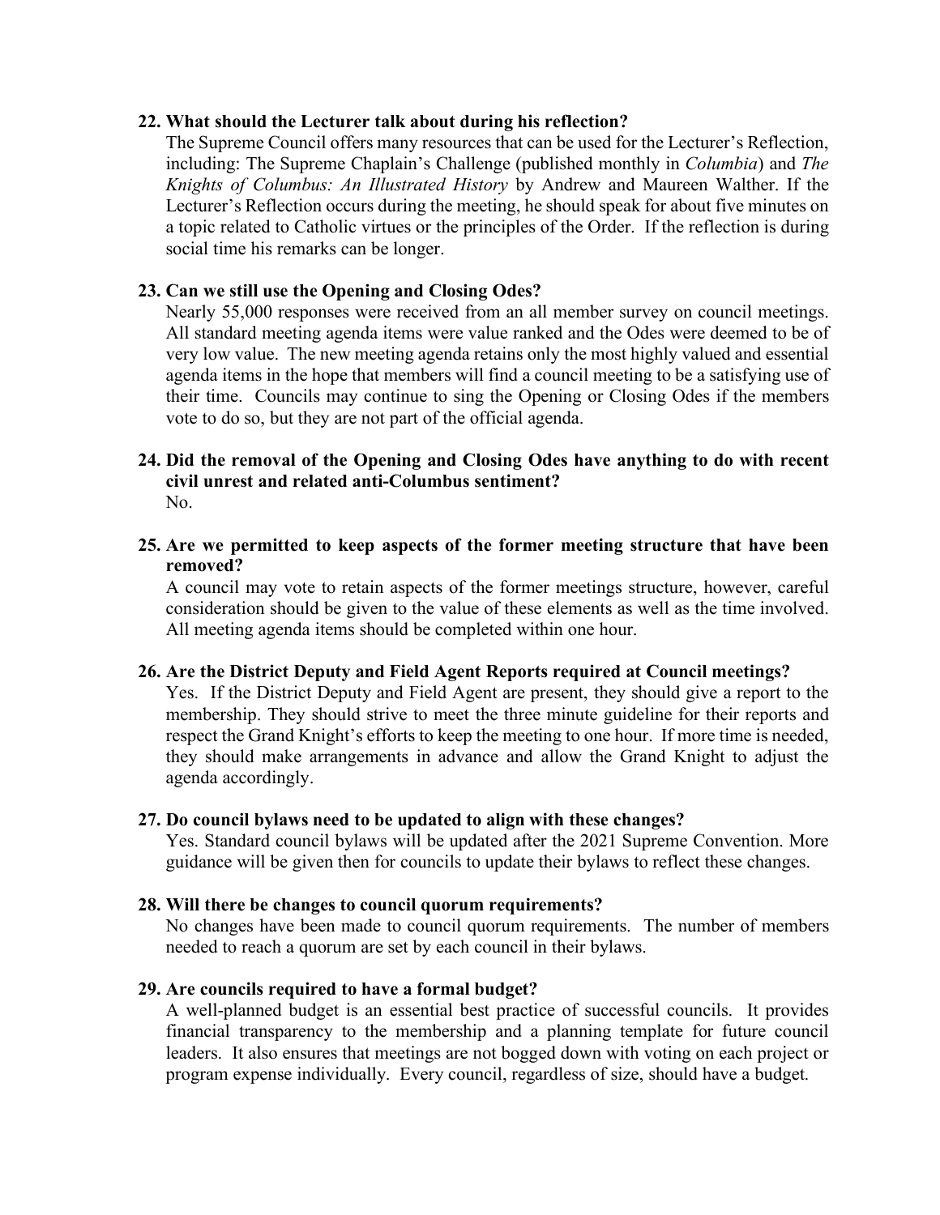**22. What should the Lecturer talk about during his reflection?**

The Supreme Council offers many resources that can be used for the Lecturer's Reflection, including: The Supreme Chaplain's Challenge (published monthly in *Columbia*) and *The Knights of Columbus: An Illustrated History* by Andrew and Maureen Walther. If the Lecturer's Reflection occurs during the meeting, he should speak for about five minutes on a topic related to Catholic virtues or the principles of the Order. If the reflection is during social time his remarks can be longer.

**23. Can we still use the Opening and Closing Odes?**

Nearly 55,000 responses were received from an all member survey on council meetings. All standard meeting agenda items were value ranked and the Odes were deemed to be of very low value. The new meeting agenda retains only the most highly valued and essential agenda items in the hope that members will find a council meeting to be a satisfying use of their time. Councils may continue to sing the Opening or Closing Odes if the members vote to do so, but they are not part of the official agenda.

**24. Did the removal of the Opening and Closing Odes have anything to do with recent civil unrest and related anti-Columbus sentiment?**

No.

**25. Are we permitted to keep aspects of the former meeting structure that have been removed?**

A council may vote to retain aspects of the former meetings structure, however, careful consideration should be given to the value of these elements as well as the time involved. All meeting agenda items should be completed within one hour.

**26. Are the District Deputy and Field Agent Reports required at Council meetings?**

Yes. If the District Deputy and Field Agent are present, they should give a report to the membership. They should strive to meet the three minute guideline for their reports and respect the Grand Knight's efforts to keep the meeting to one hour. If more time is needed, they should make arrangements in advance and allow the Grand Knight to adjust the agenda accordingly.

**27. Do council bylaws need to be updated to align with these changes?**

Yes. Standard council bylaws will be updated after the 2021 Supreme Convention. More guidance will be given then for councils to update their bylaws to reflect these changes.

**28. Will there be changes to council quorum requirements?**

No changes have been made to council quorum requirements. The number of members needed to reach a quorum are set by each council in their bylaws.

**29. Are councils required to have a formal budget?**

A well-planned budget is an essential best practice of successful councils. It provides financial transparency to the membership and a planning template for future council leaders. It also ensures that meetings are not bogged down with voting on each project or program expense individually. Every council, regardless of size, should have a budget.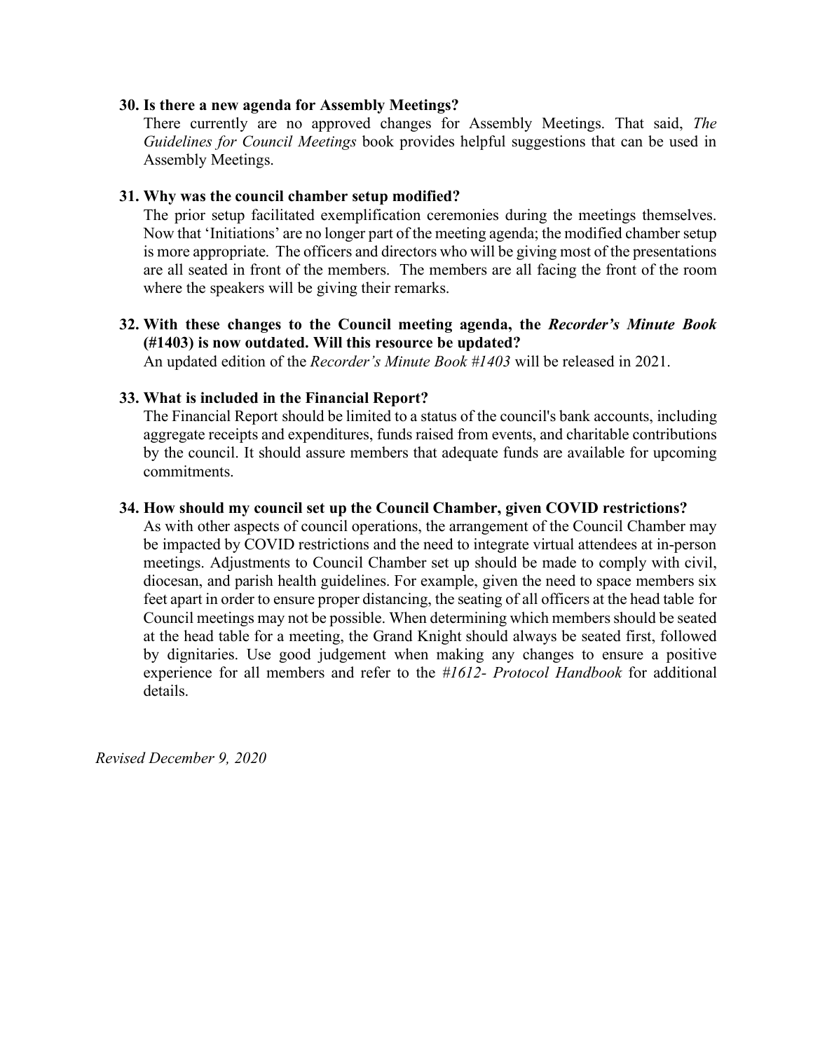**30. Is there a new agenda for Assembly Meetings?**

There currently are no approved changes for Assembly Meetings. That said, *The Guidelines for Council Meetings* book provides helpful suggestions that can be used in Assembly Meetings.

**31. Why was the council chamber setup modified?**

The prior setup facilitated exemplification ceremonies during the meetings themselves. Now that 'Initiations' are no longer part of the meeting agenda; the modified chamber setup is more appropriate. The officers and directors who will be giving most of the presentations are all seated in front of the members. The members are all facing the front of the room where the speakers will be giving their remarks.

**32. With these changes to the Council meeting agenda, the *Recorder's Minute Book* (#1403) is now outdated. Will this resource be updated?**

An updated edition of the *Recorder's Minute Book #1403* will be released in 2021.

**33. What is included in the Financial Report?**

The Financial Report should be limited to a status of the council's bank accounts, including aggregate receipts and expenditures, funds raised from events, and charitable contributions by the council. It should assure members that adequate funds are available for upcoming commitments.

**34. How should my council set up the Council Chamber, given COVID restrictions?**

As with other aspects of council operations, the arrangement of the Council Chamber may be impacted by COVID restrictions and the need to integrate virtual attendees at in-person meetings. Adjustments to Council Chamber set up should be made to comply with civil, diocesan, and parish health guidelines. For example, given the need to space members six feet apart in order to ensure proper distancing, the seating of all officers at the head table for Council meetings may not be possible. When determining which members should be seated at the head table for a meeting, the Grand Knight should always be seated first, followed by dignitaries. Use good judgement when making any changes to ensure a positive experience for all members and refer to the *#1612- Protocol Handbook* for additional details.

*Revised December 9, 2020*